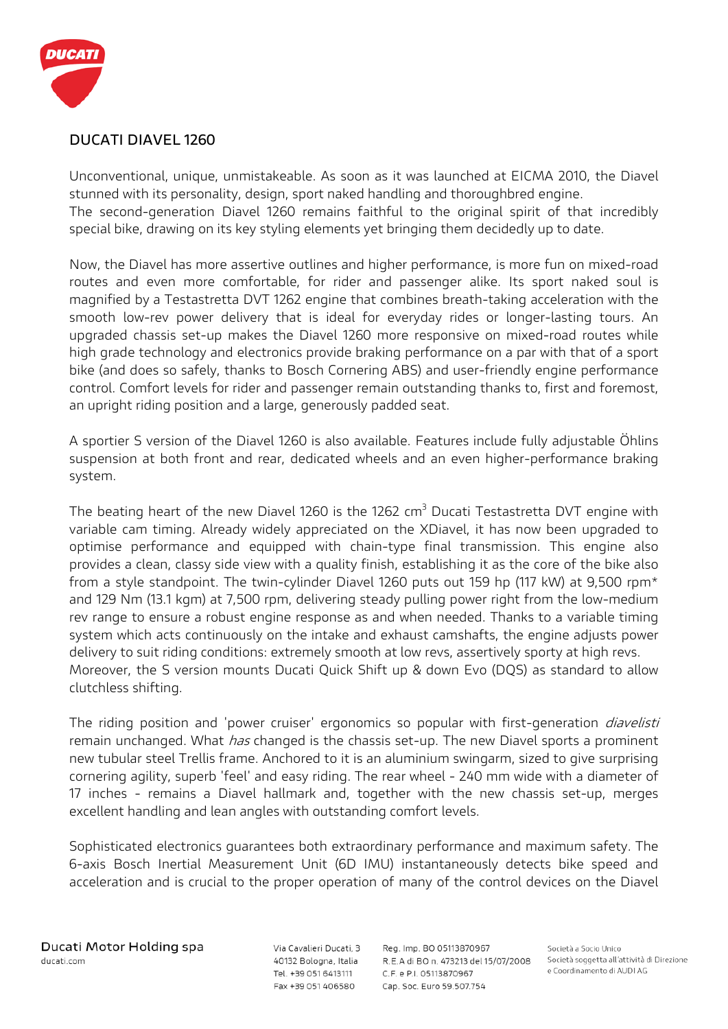# DUCATI DIAVEL 1260

Unconventional, unique, unmistakeable. As soon as it was launched at EICMA 2010, the Diavel stunned with its personality, design, sport naked handling and thoroughbred engine.
The second-generation Diavel 1260 remains faithful to the original spirit of that incredibly special bike, drawing on its key styling elements yet bringing them decidedly up to date.

Now, the Diavel has more assertive outlines and higher performance, is more fun on mixed-road routes and even more comfortable, for rider and passenger alike. Its sport naked soul is magnified by a Testastretta DVT 1262 engine that combines breath-taking acceleration with the smooth low-rev power delivery that is ideal for everyday rides or longer-lasting tours. An upgraded chassis set-up makes the Diavel 1260 more responsive on mixed-road routes while high grade technology and electronics provide braking performance on a par with that of a sport bike (and does so safely, thanks to Bosch Cornering ABS) and user-friendly engine performance control. Comfort levels for rider and passenger remain outstanding thanks to, first and foremost, an upright riding position and a large, generously padded seat.

A sportier S version of the Diavel 1260 is also available. Features include fully adjustable Öhlins suspension at both front and rear, dedicated wheels and an even higher-performance braking system.

The beating heart of the new Diavel 1260 is the 1262 $cm^3$ Ducati Testastretta DVT engine with variable cam timing. Already widely appreciated on the XDiavel, it has now been upgraded to optimise performance and equipped with chain-type final transmission. This engine also provides a clean, classy side view with a quality finish, establishing it as the core of the bike also from a style standpoint. The twin-cylinder Diavel 1260 puts out 159 hp (117 kW) at 9,500 rpm* and 129 Nm (13.1 kgm) at 7,500 rpm, delivering steady pulling power right from the low-medium rev range to ensure a robust engine response as and when needed. Thanks to a variable timing system which acts continuously on the intake and exhaust camshafts, the engine adjusts power delivery to suit riding conditions: extremely smooth at low revs, assertively sporty at high revs.
Moreover, the S version mounts Ducati Quick Shift up & down Evo (DQS) as standard to allow clutchless shifting.

The riding position and 'power cruiser' ergonomics so popular with first-generation *diavelisti* remain unchanged. What *has* changed is the chassis set-up. The new Diavel sports a prominent new tubular steel Trellis frame. Anchored to it is an aluminium swingarm, sized to give surprising cornering agility, superb 'feel' and easy riding. The rear wheel - 240 mm wide with a diameter of 17 inches - remains a Diavel hallmark and, together with the new chassis set-up, merges excellent handling and lean angles with outstanding comfort levels.

Sophisticated electronics guarantees both extraordinary performance and maximum safety. The 6-axis Bosch Inertial Measurement Unit (6D IMU) instantaneously detects bike speed and acceleration and is crucial to the proper operation of many of the control devices on the Diavel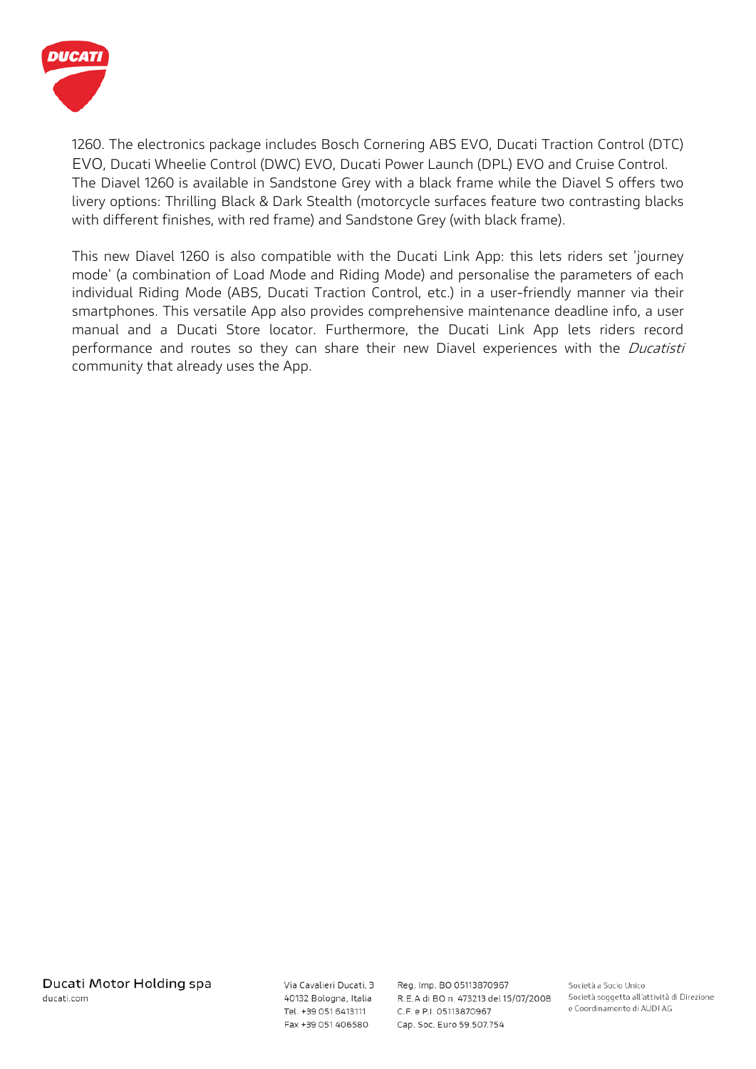1260. The electronics package includes Bosch Cornering ABS EVO, Ducati Traction Control (DTC) EVO, Ducati Wheelie Control (DWC) EVO, Ducati Power Launch (DPL) EVO and Cruise Control. The Diavel 1260 is available in Sandstone Grey with a black frame while the Diavel S offers two livery options: Thrilling Black & Dark Stealth (motorcycle surfaces feature two contrasting blacks with different finishes, with red frame) and Sandstone Grey (with black frame).

This new Diavel 1260 is also compatible with the Ducati Link App: this lets riders set 'journey mode' (a combination of Load Mode and Riding Mode) and personalise the parameters of each individual Riding Mode (ABS, Ducati Traction Control, etc.) in a user-friendly manner via their smartphones. This versatile App also provides comprehensive maintenance deadline info, a user manual and a Ducati Store locator. Furthermore, the Ducati Link App lets riders record performance and routes so they can share their new Diavel experiences with the *Ducatisti* community that already uses the App.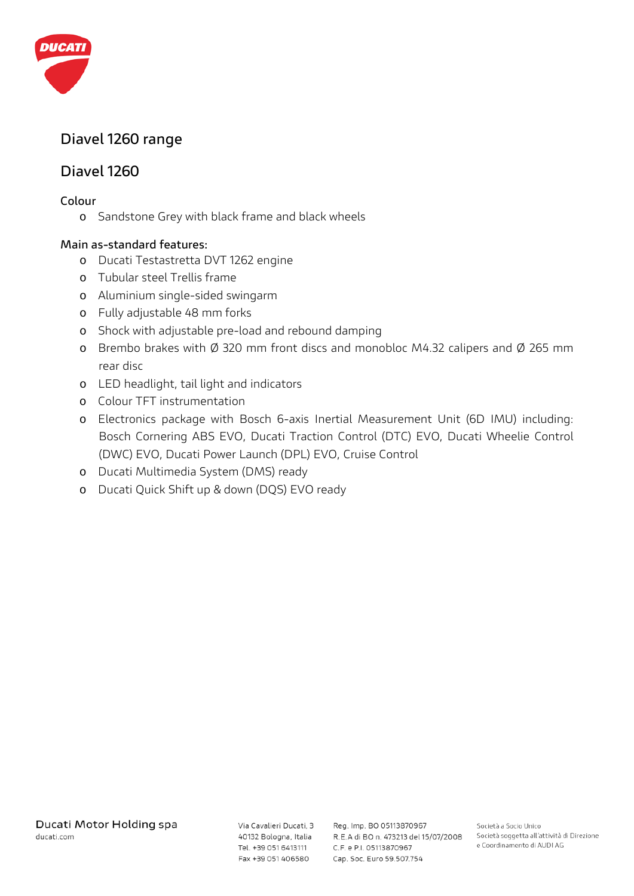# Diavel 1260 range

## Diavel 1260

### Colour

- Sandstone Grey with black frame and black wheels

### Main as-standard features:

- Ducati Testastretta DVT 1262 engine
- Tubular steel Trellis frame
- Aluminium single-sided swingarm
- Fully adjustable 48 mm forks
- Shock with adjustable pre-load and rebound damping
- Brembo brakes with Ø 320 mm front discs and monobloc M4.32 calipers and Ø 265 mm rear disc
- LED headlight, tail light and indicators
- Colour TFT instrumentation
- Electronics package with Bosch 6-axis Inertial Measurement Unit (6D IMU) including: Bosch Cornering ABS EVO, Ducati Traction Control (DTC) EVO, Ducati Wheelie Control (DWC) EVO, Ducati Power Launch (DPL) EVO, Cruise Control
- Ducati Multimedia System (DMS) ready
- Ducati Quick Shift up & down (DQS) EVO ready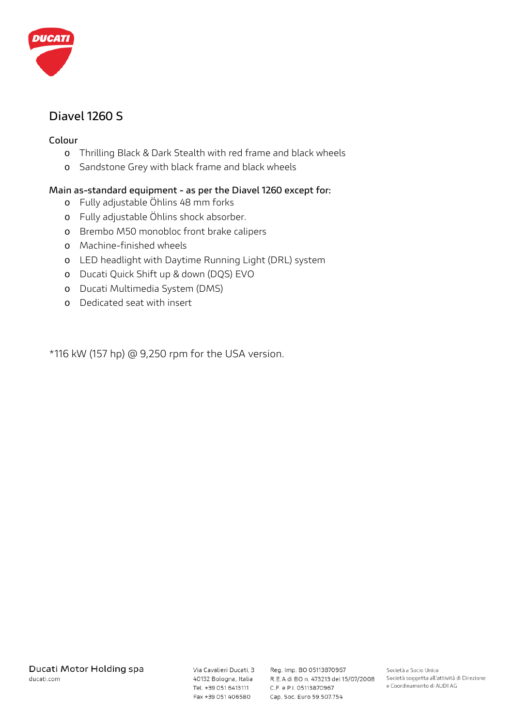## Diavel 1260 S

**Colour**

- Thrilling Black & Dark Stealth with red frame and black wheels
- Sandstone Grey with black frame and black wheels

**Main as-standard equipment - as per the Diavel 1260 except for:**

- Fully adjustable Öhlins 48 mm forks
- Fully adjustable Öhlins shock absorber.
- Brembo M50 monobloc front brake calipers
- Machine-finished wheels
- LED headlight with Daytime Running Light (DRL) system
- Ducati Quick Shift up & down (DQS) EVO
- Ducati Multimedia System (DMS)
- Dedicated seat with insert

*116 kW (157 hp) @ 9,250 rpm for the USA version.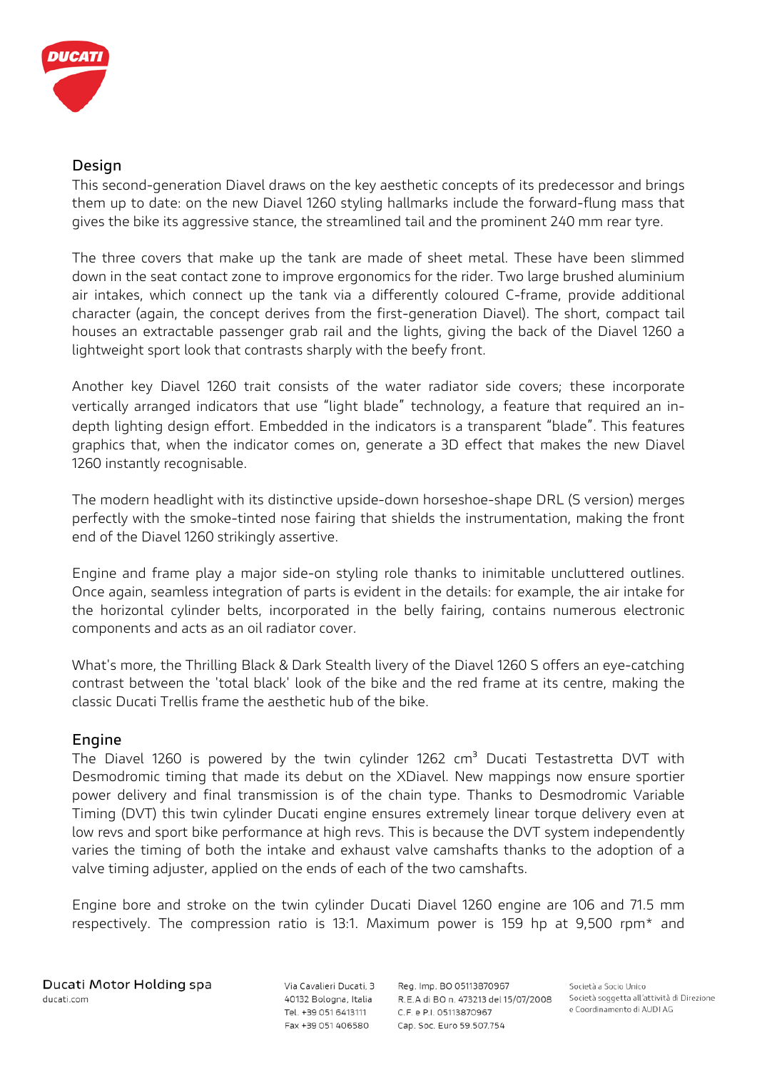## Design

This second-generation Diavel draws on the key aesthetic concepts of its predecessor and brings them up to date: on the new Diavel 1260 styling hallmarks include the forward-flung mass that gives the bike its aggressive stance, the streamlined tail and the prominent 240 mm rear tyre.

The three covers that make up the tank are made of sheet metal. These have been slimmed down in the seat contact zone to improve ergonomics for the rider. Two large brushed aluminium air intakes, which connect up the tank via a differently coloured C-frame, provide additional character (again, the concept derives from the first-generation Diavel). The short, compact tail houses an extractable passenger grab rail and the lights, giving the back of the Diavel 1260 a lightweight sport look that contrasts sharply with the beefy front.

Another key Diavel 1260 trait consists of the water radiator side covers; these incorporate vertically arranged indicators that use "light blade" technology, a feature that required an in-depth lighting design effort. Embedded in the indicators is a transparent "blade". This features graphics that, when the indicator comes on, generate a 3D effect that makes the new Diavel 1260 instantly recognisable.

The modern headlight with its distinctive upside-down horseshoe-shape DRL (S version) merges perfectly with the smoke-tinted nose fairing that shields the instrumentation, making the front end of the Diavel 1260 strikingly assertive.

Engine and frame play a major side-on styling role thanks to inimitable uncluttered outlines. Once again, seamless integration of parts is evident in the details: for example, the air intake for the horizontal cylinder belts, incorporated in the belly fairing, contains numerous electronic components and acts as an oil radiator cover.

What's more, the Thrilling Black & Dark Stealth livery of the Diavel 1260 S offers an eye-catching contrast between the 'total black' look of the bike and the red frame at its centre, making the classic Ducati Trellis frame the aesthetic hub of the bike.

## Engine

The Diavel 1260 is powered by the twin cylinder 1262 cm³ Ducati Testastretta DVT with Desmodromic timing that made its debut on the XDiavel. New mappings now ensure sportier power delivery and final transmission is of the chain type. Thanks to Desmodromic Variable Timing (DVT) this twin cylinder Ducati engine ensures extremely linear torque delivery even at low revs and sport bike performance at high revs. This is because the DVT system independently varies the timing of both the intake and exhaust valve camshafts thanks to the adoption of a valve timing adjuster, applied on the ends of each of the two camshafts.

Engine bore and stroke on the twin cylinder Ducati Diavel 1260 engine are 106 and 71.5 mm respectively. The compression ratio is 13:1. Maximum power is 159 hp at 9,500 rpm* and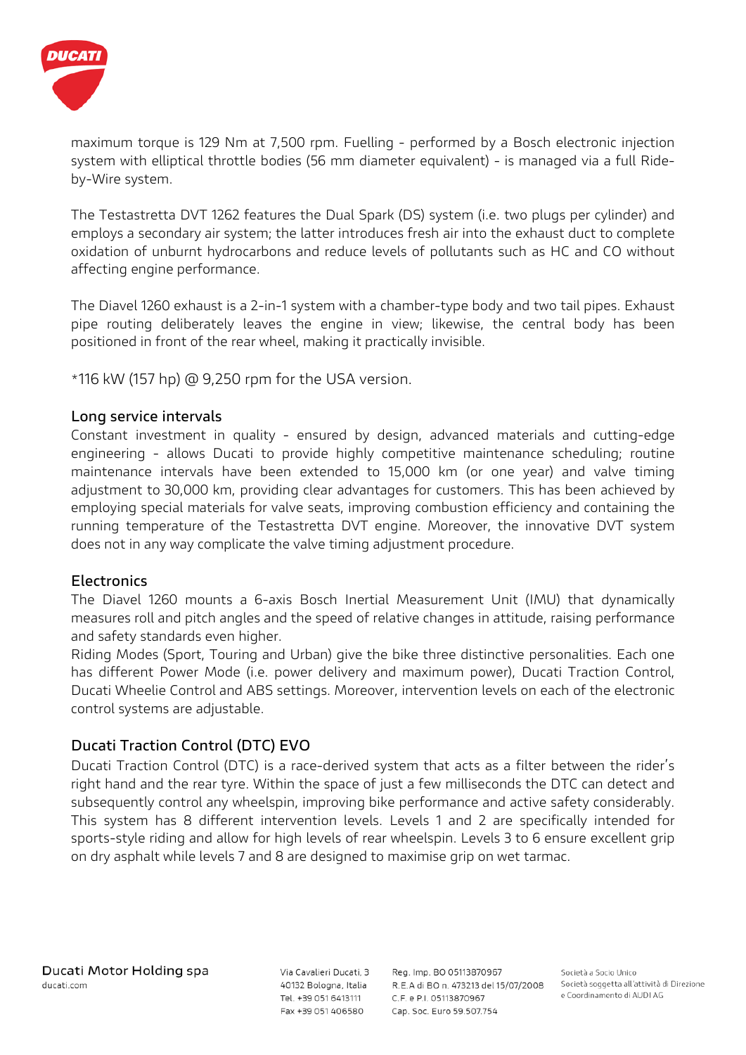maximum torque is 129 Nm at 7,500 rpm. Fuelling - performed by a Bosch electronic injection system with elliptical throttle bodies (56 mm diameter equivalent) - is managed via a full Ride-by-Wire system.

The Testastretta DVT 1262 features the Dual Spark (DS) system (i.e. two plugs per cylinder) and employs a secondary air system; the latter introduces fresh air into the exhaust duct to complete oxidation of unburnt hydrocarbons and reduce levels of pollutants such as HC and CO without affecting engine performance.

The Diavel 1260 exhaust is a 2-in-1 system with a chamber-type body and two tail pipes. Exhaust pipe routing deliberately leaves the engine in view; likewise, the central body has been positioned in front of the rear wheel, making it practically invisible.

*116 kW (157 hp) @ 9,250 rpm for the USA version.

## Long service intervals

Constant investment in quality - ensured by design, advanced materials and cutting-edge engineering - allows Ducati to provide highly competitive maintenance scheduling; routine maintenance intervals have been extended to 15,000 km (or one year) and valve timing adjustment to 30,000 km, providing clear advantages for customers. This has been achieved by employing special materials for valve seats, improving combustion efficiency and containing the running temperature of the Testastretta DVT engine. Moreover, the innovative DVT system does not in any way complicate the valve timing adjustment procedure.

## Electronics

The Diavel 1260 mounts a 6-axis Bosch Inertial Measurement Unit (IMU) that dynamically measures roll and pitch angles and the speed of relative changes in attitude, raising performance and safety standards even higher.
Riding Modes (Sport, Touring and Urban) give the bike three distinctive personalities. Each one has different Power Mode (i.e. power delivery and maximum power), Ducati Traction Control, Ducati Wheelie Control and ABS settings. Moreover, intervention levels on each of the electronic control systems are adjustable.

## Ducati Traction Control (DTC) EVO

Ducati Traction Control (DTC) is a race-derived system that acts as a filter between the rider's right hand and the rear tyre. Within the space of just a few milliseconds the DTC can detect and subsequently control any wheelspin, improving bike performance and active safety considerably. This system has 8 different intervention levels. Levels 1 and 2 are specifically intended for sports-style riding and allow for high levels of rear wheelspin. Levels 3 to 6 ensure excellent grip on dry asphalt while levels 7 and 8 are designed to maximise grip on wet tarmac.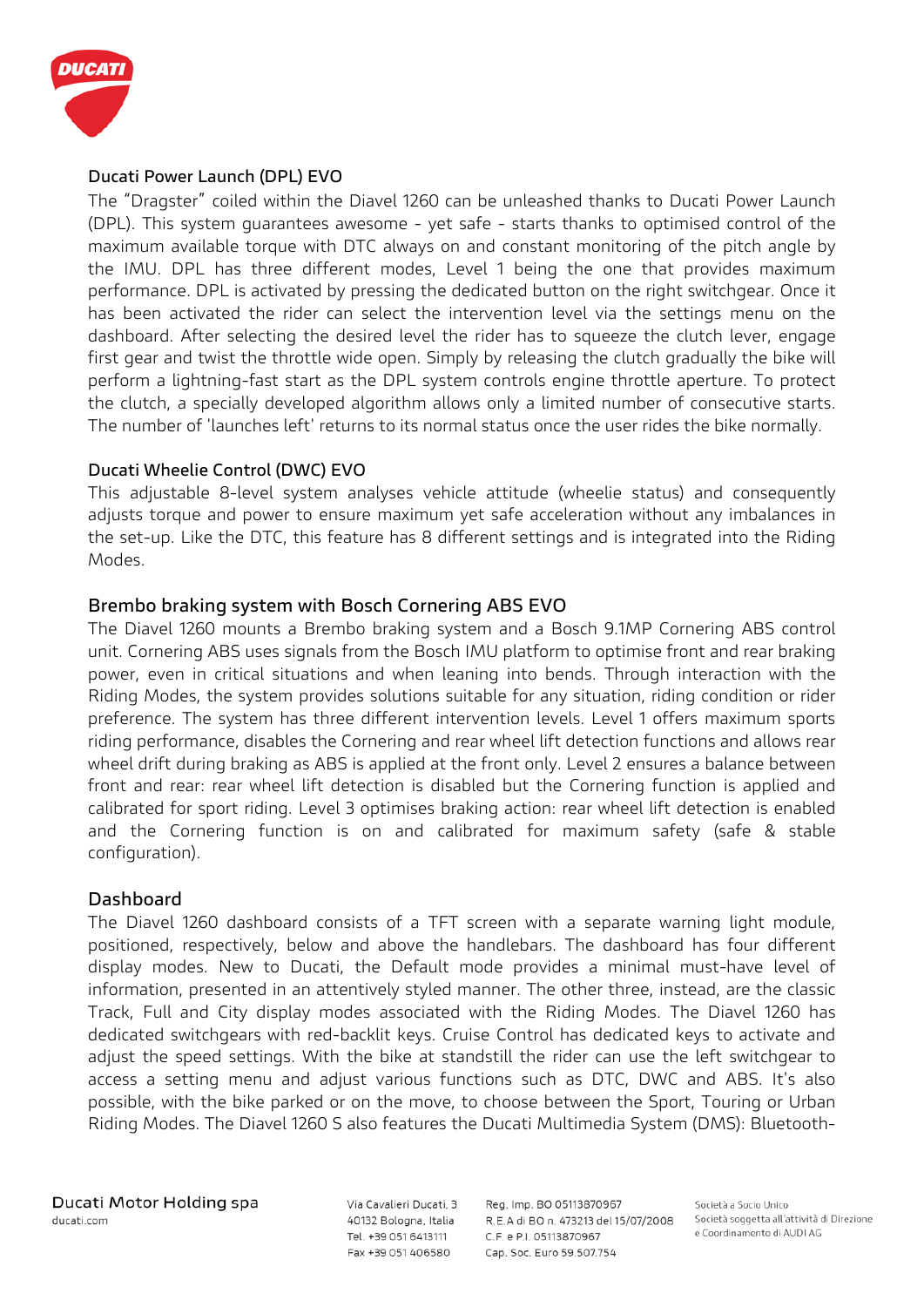## Ducati Power Launch (DPL) EVO

The “Dragster” coiled within the Diavel 1260 can be unleashed thanks to Ducati Power Launch (DPL). This system guarantees awesome - yet safe - starts thanks to optimised control of the maximum available torque with DTC always on and constant monitoring of the pitch angle by the IMU. DPL has three different modes, Level 1 being the one that provides maximum performance. DPL is activated by pressing the dedicated button on the right switchgear. Once it has been activated the rider can select the intervention level via the settings menu on the dashboard. After selecting the desired level the rider has to squeeze the clutch lever, engage first gear and twist the throttle wide open. Simply by releasing the clutch gradually the bike will perform a lightning-fast start as the DPL system controls engine throttle aperture. To protect the clutch, a specially developed algorithm allows only a limited number of consecutive starts. The number of 'launches left' returns to its normal status once the user rides the bike normally.

## Ducati Wheelie Control (DWC) EVO

This adjustable 8-level system analyses vehicle attitude (wheelie status) and consequently adjusts torque and power to ensure maximum yet safe acceleration without any imbalances in the set-up. Like the DTC, this feature has 8 different settings and is integrated into the Riding Modes.

## Brembo braking system with Bosch Cornering ABS EVO

The Diavel 1260 mounts a Brembo braking system and a Bosch 9.1MP Cornering ABS control unit. Cornering ABS uses signals from the Bosch IMU platform to optimise front and rear braking power, even in critical situations and when leaning into bends. Through interaction with the Riding Modes, the system provides solutions suitable for any situation, riding condition or rider preference. The system has three different intervention levels. Level 1 offers maximum sports riding performance, disables the Cornering and rear wheel lift detection functions and allows rear wheel drift during braking as ABS is applied at the front only. Level 2 ensures a balance between front and rear: rear wheel lift detection is disabled but the Cornering function is applied and calibrated for sport riding. Level 3 optimises braking action: rear wheel lift detection is enabled and the Cornering function is on and calibrated for maximum safety (safe & stable configuration).

## Dashboard

The Diavel 1260 dashboard consists of a TFT screen with a separate warning light module, positioned, respectively, below and above the handlebars. The dashboard has four different display modes. New to Ducati, the Default mode provides a minimal must-have level of information, presented in an attentively styled manner. The other three, instead, are the classic Track, Full and City display modes associated with the Riding Modes. The Diavel 1260 has dedicated switchgears with red-backlit keys. Cruise Control has dedicated keys to activate and adjust the speed settings. With the bike at standstill the rider can use the left switchgear to access a setting menu and adjust various functions such as DTC, DWC and ABS. It's also possible, with the bike parked or on the move, to choose between the Sport, Touring or Urban Riding Modes. The Diavel 1260 S also features the Ducati Multimedia System (DMS): Bluetooth-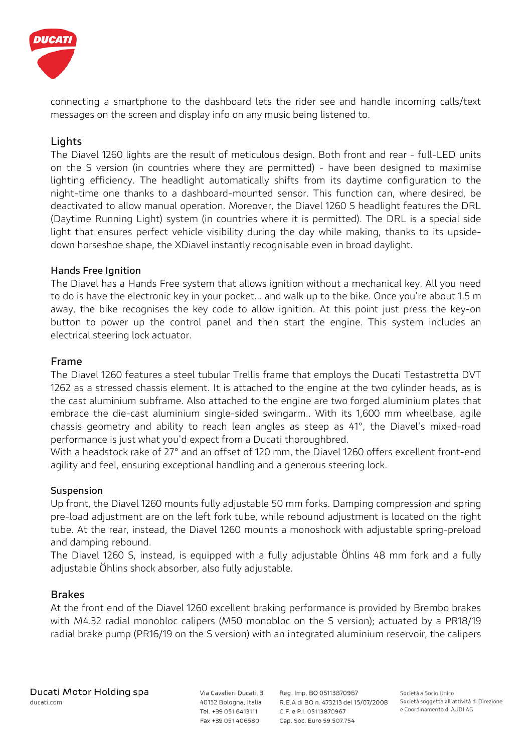connecting a smartphone to the dashboard lets the rider see and handle incoming calls/text messages on the screen and display info on any music being listened to.

## Lights

The Diavel 1260 lights are the result of meticulous design. Both front and rear - full-LED units on the S version (in countries where they are permitted) - have been designed to maximise lighting efficiency. The headlight automatically shifts from its daytime configuration to the night-time one thanks to a dashboard-mounted sensor. This function can, where desired, be deactivated to allow manual operation. Moreover, the Diavel 1260 S headlight features the DRL (Daytime Running Light) system (in countries where it is permitted). The DRL is a special side light that ensures perfect vehicle visibility during the day while making, thanks to its upside-down horseshoe shape, the XDiavel instantly recognisable even in broad daylight.

### Hands Free Ignition

The Diavel has a Hands Free system that allows ignition without a mechanical key. All you need to do is have the electronic key in your pocket... and walk up to the bike. Once you're about 1.5 m away, the bike recognises the key code to allow ignition. At this point just press the key-on button to power up the control panel and then start the engine. This system includes an electrical steering lock actuator.

## Frame

The Diavel 1260 features a steel tubular Trellis frame that employs the Ducati Testastretta DVT 1262 as a stressed chassis element. It is attached to the engine at the two cylinder heads, as is the cast aluminium subframe. Also attached to the engine are two forged aluminium plates that embrace the die-cast aluminium single-sided swingarm.. With its 1,600 mm wheelbase, agile chassis geometry and ability to reach lean angles as steep as 41°, the Diavel's mixed-road performance is just what you'd expect from a Ducati thoroughbred.
With a headstock rake of 27° and an offset of 120 mm, the Diavel 1260 offers excellent front-end agility and feel, ensuring exceptional handling and a generous steering lock.

### Suspension

Up front, the Diavel 1260 mounts fully adjustable 50 mm forks. Damping compression and spring pre-load adjustment are on the left fork tube, while rebound adjustment is located on the right tube. At the rear, instead, the Diavel 1260 mounts a monoshock with adjustable spring-preload and damping rebound.
The Diavel 1260 S, instead, is equipped with a fully adjustable Öhlins 48 mm fork and a fully adjustable Öhlins shock absorber, also fully adjustable.

## Brakes

At the front end of the Diavel 1260 excellent braking performance is provided by Brembo brakes with M4.32 radial monobloc calipers (M50 monobloc on the S version); actuated by a PR18/19 radial brake pump (PR16/19 on the S version) with an integrated aluminium reservoir, the calipers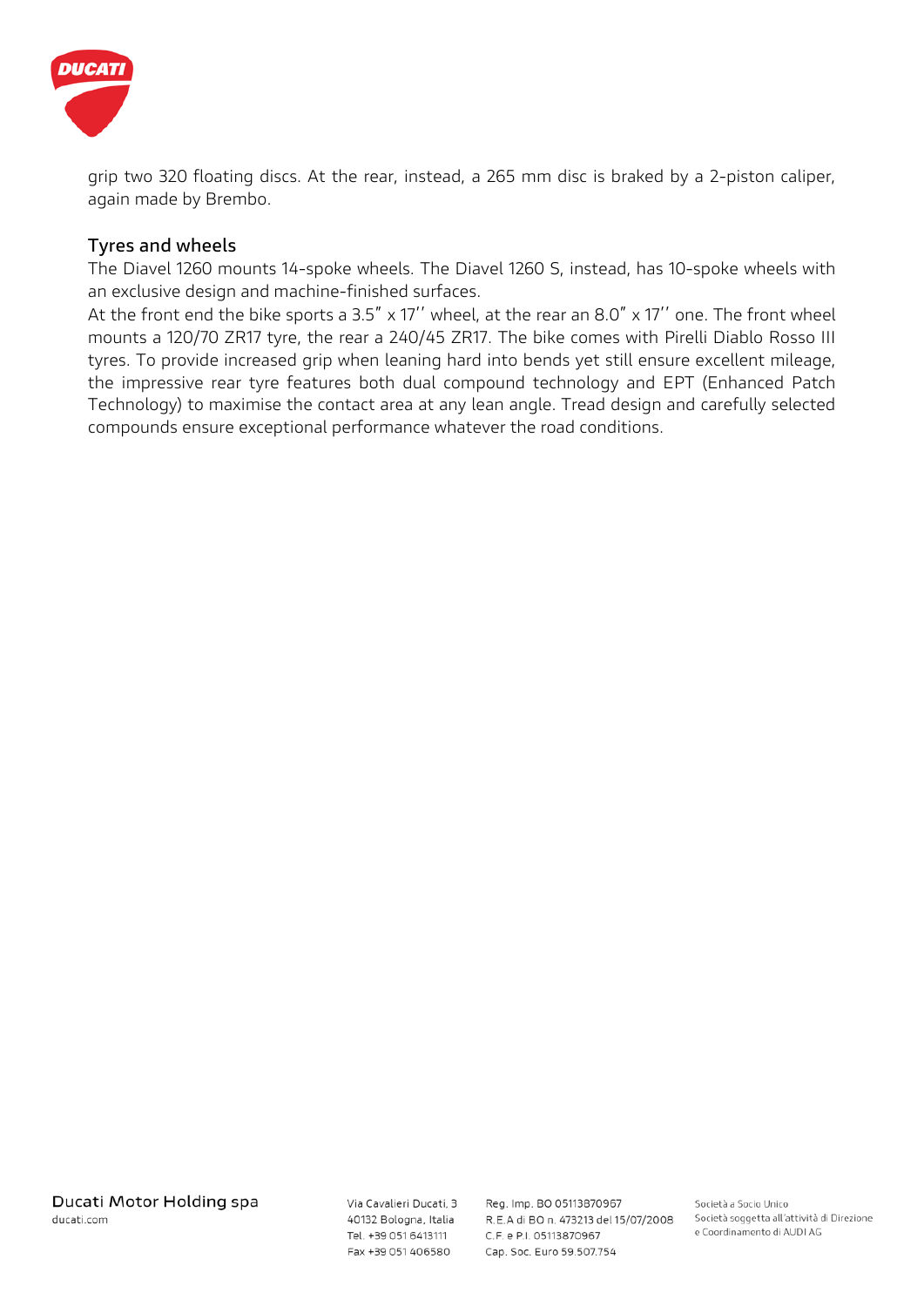grip two 320 floating discs. At the rear, instead, a 265 mm disc is braked by a 2-piston caliper, again made by Brembo.

## Tyres and wheels

The Diavel 1260 mounts 14-spoke wheels. The Diavel 1260 S, instead, has 10-spoke wheels with an exclusive design and machine-finished surfaces.

At the front end the bike sports a 3.5" x 17'' wheel, at the rear an 8.0" x 17'' one. The front wheel mounts a 120/70 ZR17 tyre, the rear a 240/45 ZR17. The bike comes with Pirelli Diablo Rosso III tyres. To provide increased grip when leaning hard into bends yet still ensure excellent mileage, the impressive rear tyre features both dual compound technology and EPT (Enhanced Patch Technology) to maximise the contact area at any lean angle. Tread design and carefully selected compounds ensure exceptional performance whatever the road conditions.